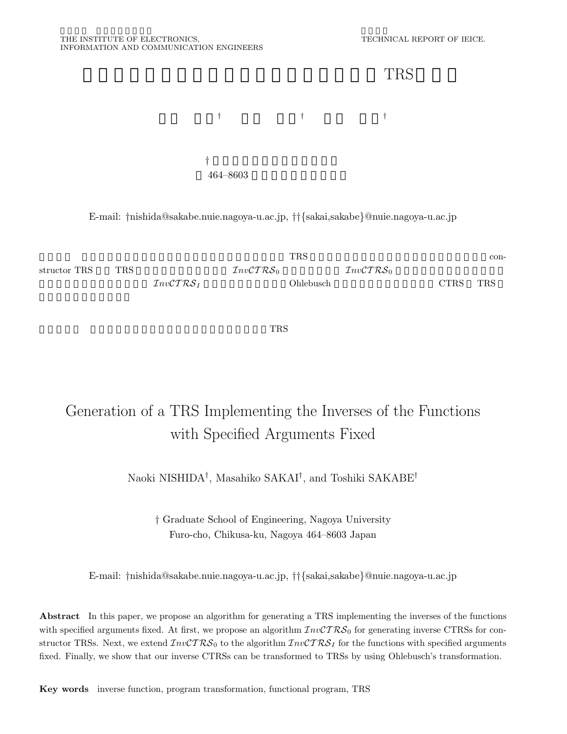# Generation of a TRS Implementing the Inverses of the Functions with Specified Arguments Fixed

Naoki NISHIDA†, Masahiko SAKAI†, and Toshiki SAKABE†

† Graduate School of Engineering, Nagoya University
Furo-cho, Chikusa-ku, Nagoya 464–8603 Japan

E-mail: †nishida@sakabe.nuie.nagoya-u.ac.jp, ††{sakai,sakabe}@nuie.nagoya-u.ac.jp

**Abstract** In this paper, we propose an algorithm for generating a TRS implementing the inverses of the functions with specified arguments fixed. At first, we propose an algorithm $\mathcal{I}nv\mathcal{CTRS}_0$ for generating inverse CTRSs for constructor TRSs. Next, we extend $\mathcal{I}nv\mathcal{CTRS}_0$ to the algorithm $\mathcal{I}nv\mathcal{CTRS}_I$ for the functions with specified arguments fixed. Finally, we show that our inverse CTRSs can be transformed to TRSs by using Ohlebusch's transformation.

**Key words** inverse function, program transformation, functional program, TRS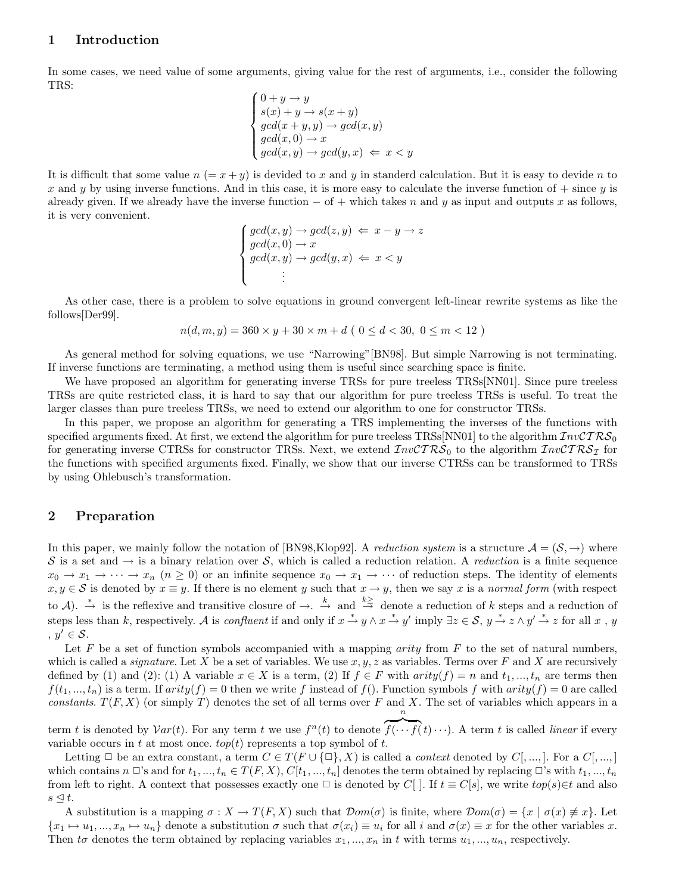## 1 Introduction

In some cases, we need value of some arguments, giving value for the rest of arguments, i.e., consider the following TRS:

$$\begin{cases} 0 + y \to y \\ s(x) + y \to s(x + y) \\ gcd(x + y, y) \to gcd(x, y) \\ gcd(x, 0) \to x \\ gcd(x, y) \to gcd(y, x) \ \Leftarrow\ x < y \end{cases}$$

It is difficult that some value $n$ $(= x + y)$ is devided to $x$ and $y$ in standerd calculation. But it is easy to devide $n$ to $x$ and $y$ by using inverse functions. And in this case, it is more easy to calculate the inverse function of $+$ since $y$ is already given. If we already have the inverse function $-$ of $+$ which takes $n$ and $y$ as input and outputs $x$ as follows, it is very convenient.

$$\begin{cases} gcd(x, y) \to gcd(z, y) \ \Leftarrow\ x - y \to z \\ gcd(x, 0) \to x \\ gcd(x, y) \to gcd(y, x) \ \Leftarrow\ x < y \\ \qquad \vdots \end{cases}$$

As other case, there is a problem to solve equations in ground convergent left-linear rewrite systems as like the follows[Der99].

$$n(d, m, y) = 360 \times y + 30 \times m + d \ (\ 0 \leq d < 30,\ 0 \leq m < 12\ )$$

As general method for solving equations, we use "Narrowing"[BN98]. But simple Narrowing is not terminating. If inverse functions are terminating, a method using them is useful since searching space is finite.

We have proposed an algorithm for generating inverse TRSs for pure treeless TRSs[NN01]. Since pure treeless TRSs are quite restricted class, it is hard to say that our algorithm for pure treeless TRSs is useful. To treat the larger classes than pure treeless TRSs, we need to extend our algorithm to one for constructor TRSs.

In this paper, we propose an algorithm for generating a TRS implementing the inverses of the functions with specified arguments fixed. At first, we extend the algorithm for pure treeless TRSs[NN01] to the algorithm $\mathcal{I}nv\mathcal{CTRS}_0$ for generating inverse CTRSs for constructor TRSs. Next, we extend $\mathcal{I}nv\mathcal{CTRS}_0$ to the algorithm $\mathcal{I}nv\mathcal{CTRS}_\mathcal{I}$ for the functions with specified arguments fixed. Finally, we show that our inverse CTRSs can be transformed to TRSs by using Ohlebusch's transformation.

## 2 Preparation

In this paper, we mainly follow the notation of [BN98,Klop92]. A *reduction system* is a structure $\mathcal{A} = (\mathcal{S}, \to)$ where $\mathcal{S}$ is a set and $\to$ is a binary relation over $\mathcal{S}$, which is called a reduction relation. A *reduction* is a finite sequence $x_0 \to x_1 \to \cdots \to x_n$ $(n \geq 0)$ or an infinite sequence $x_0 \to x_1 \to \cdots$ of reduction steps. The identity of elements $x, y \in \mathcal{S}$ is denoted by $x \equiv y$. If there is no element $y$ such that $x \to y$, then we say $x$ is a *normal form* (with respect to $\mathcal{A}$). $\stackrel{*}{\to}$ is the reflexive and transitive closure of $\to$. $\stackrel{k}{\to}$ and $\stackrel{k\geq}{\to}$ denote a reduction of $k$ steps and a reduction of steps less than $k$, respectively. $\mathcal{A}$ is *confluent* if and only if $x \stackrel{*}{\to} y \wedge x \stackrel{*}{\to} y'$ imply $\exists z \in \mathcal{S}$, $y \stackrel{*}{\to} z \wedge y' \stackrel{*}{\to} z$ for all $x$ , $y$ , $y' \in \mathcal{S}$.

Let $F$ be a set of function symbols accompanied with a mapping *arity* from $F$ to the set of natural numbers, which is called a *signature*. Let $X$ be a set of variables. We use $x, y, z$ as variables. Terms over $F$ and $X$ are recursively defined by (1) and (2): (1) A variable $x \in X$ is a term, (2) If $f \in F$ with $arity(f) = n$ and $t_1, ..., t_n$ are terms then $f(t_1, ..., t_n)$ is a term. If $arity(f) = 0$ then we write $f$ instead of $f()$. Function symbols $f$ with $arity(f) = 0$ are called *constants*. $T(F, X)$ (or simply $T$) denotes the set of all terms over $F$ and $X$. The set of variables which appears in a term $t$ is denoted by $\mathcal{V}ar(t)$. For any term $t$ we use $f^n(t)$ to denote $\overbrace{f(\cdots f(}^{n}t)\cdots)$. A term $t$ is called *linear* if every variable occurs in $t$ at most once. $top(t)$ represents a top symbol of $t$.

Letting $\Box$ be an extra constant, a term $C \in T(F \cup \{\Box\}, X)$ is called a *context* denoted by $C[, ...,]$. For a $C[, ...,]$ which contains $n$ $\Box$'s and for $t_1, ..., t_n \in T(F, X)$, $C[t_1, ..., t_n]$ denotes the term obtained by replacing $\Box$'s with $t_1, ..., t_n$ from left to right. A context that possesses exactly one $\Box$ is denoted by $C[\ ]$. If $t \equiv C[s]$, we write $top(s) \in t$ and also $s \trianglelefteq t$.

A substitution is a mapping $\sigma : X \to T(F, X)$ such that $\mathcal{D}om(\sigma)$ is finite, where $\mathcal{D}om(\sigma) = \{x \mid \sigma(x) \not\equiv x\}$. Let $\{x_1 \mapsto u_1, ..., x_n \mapsto u_n\}$ denote a substitution $\sigma$ such that $\sigma(x_i) \equiv u_i$ for all $i$ and $\sigma(x) \equiv x$ for the other variables $x$. Then $t\sigma$ denotes the term obtained by replacing variables $x_1, ..., x_n$ in $t$ with terms $u_1, ..., u_n$, respectively.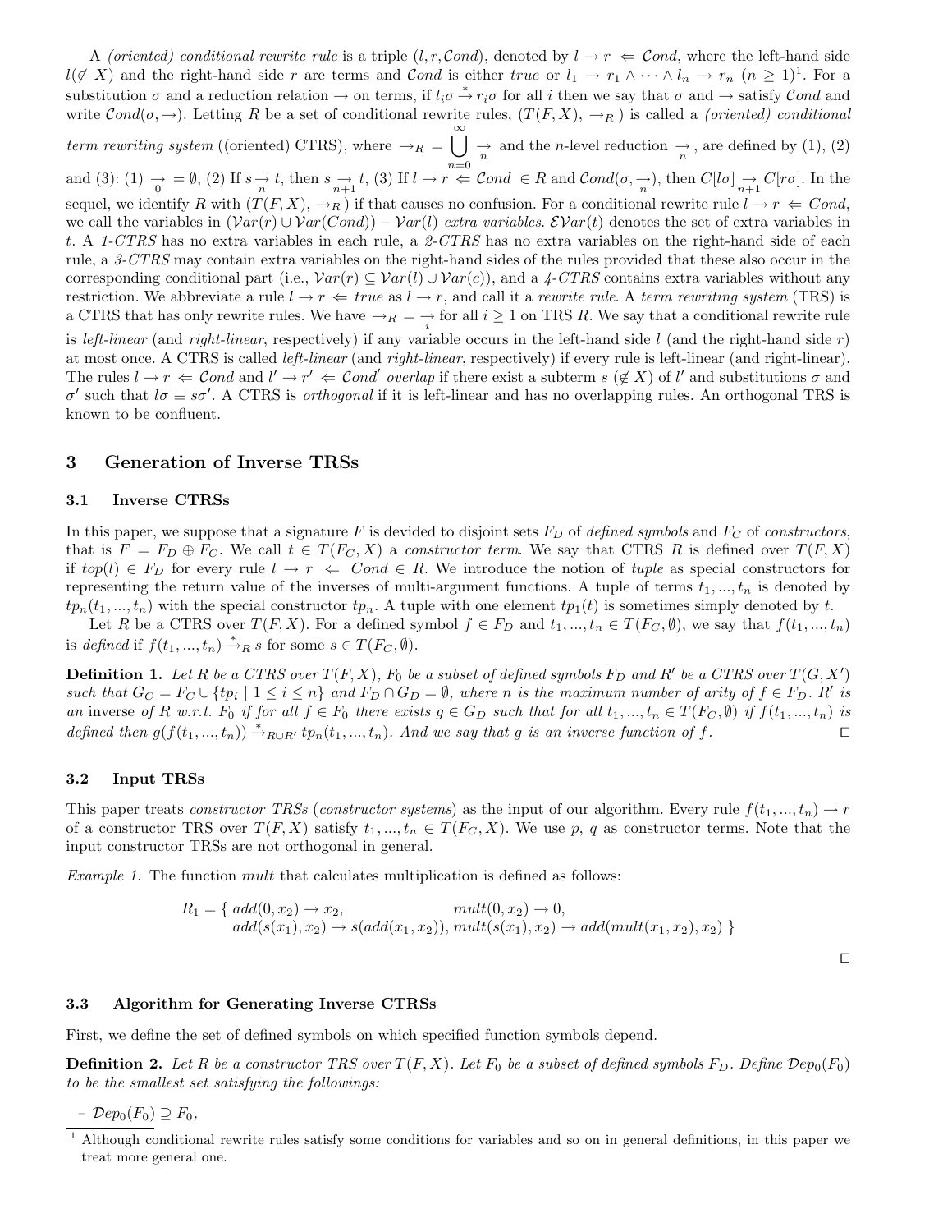A *(oriented) conditional rewrite rule* is a triple $(l, r, \mathcal{C}ond)$, denoted by $l \to r \Leftarrow \mathcal{C}ond$, where the left-hand side $l (\notin X)$ and the right-hand side $r$ are terms and $\mathcal{C}ond$ is either *true* or $l_1 \to r_1 \wedge \cdots \wedge l_n \to r_n$ $(n \geq 1)$[1]. For a substitution $\sigma$ and a reduction relation $\to$ on terms, if $l_i\sigma \xrightarrow{*} r_i\sigma$ for all $i$ then we say that $\sigma$ and $\to$ satisfy $\mathcal{C}ond$ and write $\mathcal{C}ond(\sigma, \to)$. Letting $R$ be a set of conditional rewrite rules, $(T(F,X), \to_R)$ is called a *(oriented) conditional term rewriting system* ((oriented) CTRS), where $\to_R = \bigcup_{n=0}^{\infty} \underset{n}{\to}$ and the $n$-level reduction $\underset{n}{\to}$, are defined by (1), (2) and (3): (1) $\underset{0}{\to} = \emptyset$, (2) If $s \underset{n}{\to} t$, then $s \underset{n+1}{\to} t$, (3) If $l \to r \Leftarrow \mathcal{C}ond \in R$ and $\mathcal{C}ond(\sigma, \underset{n}{\to})$, then $C[l\sigma] \underset{n+1}{\to} C[r\sigma]$. In the sequel, we identify $R$ with $(T(F,X), \to_R)$ if that causes no confusion. For a conditional rewrite rule $l \to r \Leftarrow \mathcal{C}ond$, we call the variables in $(\mathcal{V}ar(r) \cup \mathcal{V}ar(\mathcal{C}ond)) - \mathcal{V}ar(l)$ *extra variables*. $\mathcal{EV}ar(t)$ denotes the set of extra variables in $t$. A *1-CTRS* has no extra variables in each rule, a *2-CTRS* has no extra variables on the right-hand side of each rule, a *3-CTRS* may contain extra variables on the right-hand sides of the rules provided that these also occur in the corresponding conditional part (i.e., $\mathcal{V}ar(r) \subseteq \mathcal{V}ar(l) \cup \mathcal{V}ar(c)$), and a *4-CTRS* contains extra variables without any restriction. We abbreviate a rule $l \to r \Leftarrow true$ as $l \to r$, and call it a *rewrite rule*. A *term rewriting system* (TRS) is a CTRS that has only rewrite rules. We have $\to_R = \underset{i}{\to}$ for all $i \geq 1$ on TRS $R$. We say that a conditional rewrite rule is *left-linear* (and *right-linear*, respectively) if any variable occurs in the left-hand side $l$ (and the right-hand side $r$) at most once. A CTRS is called *left-linear* (and *right-linear*, respectively) if every rule is left-linear (and right-linear). The rules $l \to r \Leftarrow \mathcal{C}ond$ and $l' \to r' \Leftarrow \mathcal{C}ond'$ *overlap* if there exist a subterm $s (\notin X)$ of $l'$ and substitutions $\sigma$ and $\sigma'$ such that $l\sigma \equiv s\sigma'$. A CTRS is *orthogonal* if it is left-linear and has no overlapping rules. An orthogonal TRS is known to be confluent.

## 3 Generation of Inverse TRSs

### 3.1 Inverse CTRSs

In this paper, we suppose that a signature $F$ is devided to disjoint sets $F_D$ of *defined symbols* and $F_C$ of *constructors*, that is $F = F_D \oplus F_C$. We call $t \in T(F_C, X)$ a *constructor term*. We say that CTRS $R$ is defined over $T(F,X)$ if $top(l) \in F_D$ for every rule $l \to r \Leftarrow \mathcal{C}ond \in R$. We introduce the notion of *tuple* as special constructors for representing the return value of the inverses of multi-argument functions. A tuple of terms $t_1, ..., t_n$ is denoted by $tp_n(t_1, ..., t_n)$ with the special constructor $tp_n$. A tuple with one element $tp_1(t)$ is sometimes simply denoted by $t$.

Let $R$ be a CTRS over $T(F,X)$. For a defined symbol $f \in F_D$ and $t_1, ..., t_n \in T(F_C, \emptyset)$, we say that $f(t_1, ..., t_n)$ is *defined* if $f(t_1, ..., t_n) \xrightarrow{*}_R s$ for some $s \in T(F_C, \emptyset)$.

**Definition 1.** *Let $R$ be a CTRS over $T(F,X)$, $F_0$ be a subset of defined symbols $F_D$ and $R'$ be a CTRS over $T(G,X')$ such that $G_C = F_C \cup \{tp_i \mid 1 \leq i \leq n\}$ and $F_D \cap G_D = \emptyset$, where $n$ is the maximum number of arity of $f \in F_D$. $R'$ is an* inverse *of $R$ w.r.t. $F_0$ if for all $f \in F_0$ there exists $g \in G_D$ such that for all $t_1, ..., t_n \in T(F_C, \emptyset)$ if $f(t_1, ..., t_n)$ is defined then $g(f(t_1, ..., t_n)) \xrightarrow{*}_{R \cup R'} tp_n(t_1, ..., t_n)$. And we say that $g$ is an inverse function of $f$.* □

### 3.2 Input TRSs

This paper treats *constructor TRSs* (*constructor systems*) as the input of our algorithm. Every rule $f(t_1, ..., t_n) \to r$ of a constructor TRS over $T(F,X)$ satisfy $t_1, ..., t_n \in T(F_C, X)$. We use $p$, $q$ as constructor terms. Note that the input constructor TRSs are not orthogonal in general.

*Example 1.* The function *mult* that calculates multiplication is defined as follows:

$$
\begin{aligned}
R_1 = \{\ & add(0, x_2) \to x_2, & & mult(0, x_2) \to 0, \\
& add(s(x_1), x_2) \to s(add(x_1, x_2)), & & mult(s(x_1), x_2) \to add(mult(x_1, x_2), x_2)\ \}
\end{aligned}
$$

□

### 3.3 Algorithm for Generating Inverse CTRSs

First, we define the set of defined symbols on which specified function symbols depend.

**Definition 2.** *Let $R$ be a constructor TRS over $T(F,X)$. Let $F_0$ be a subset of defined symbols $F_D$. Define $\mathcal{D}ep_0(F_0)$ to be the smallest set satisfying the followings:*

- $\mathcal{D}ep_0(F_0) \supseteq F_0$,

[1] Although conditional rewrite rules satisfy some conditions for variables and so on in general definitions, in this paper we treat more general one.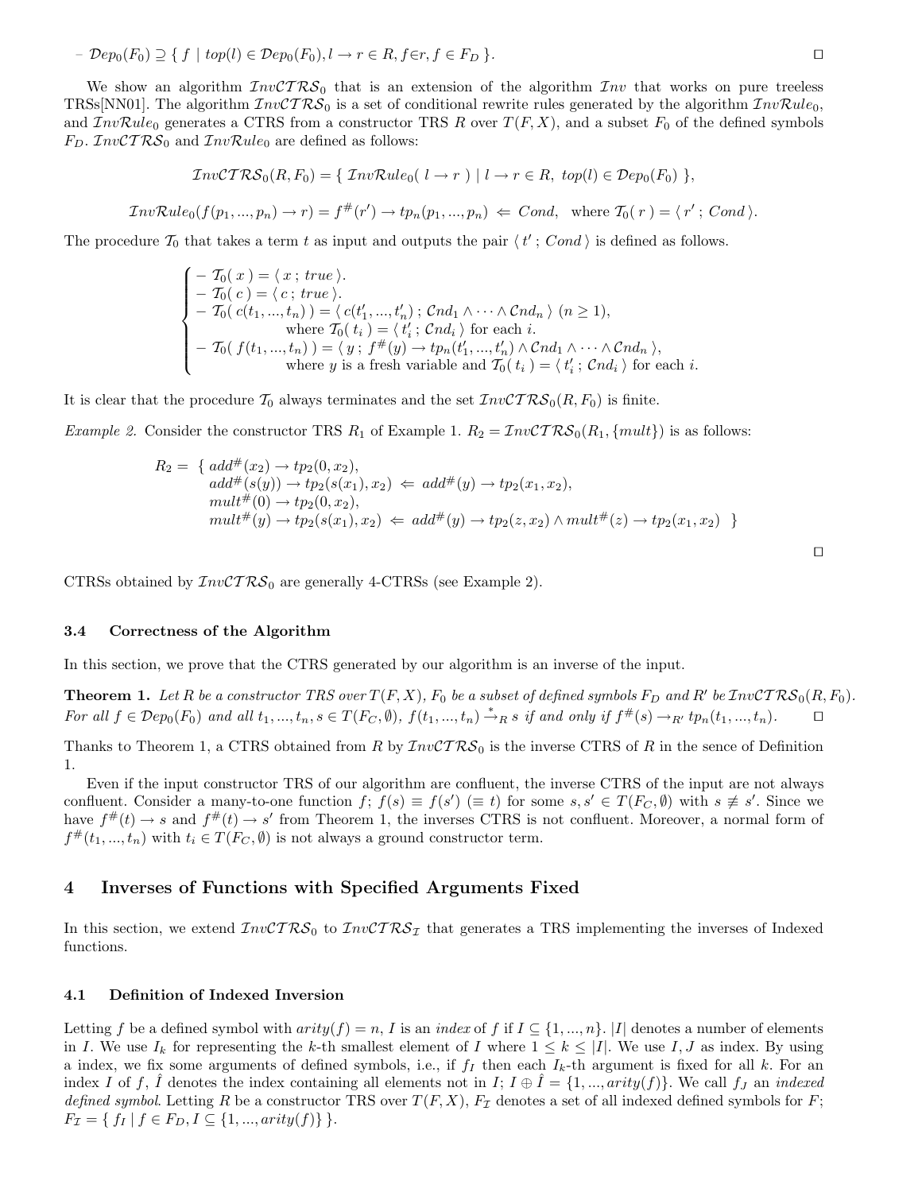– $\mathcal{D}ep_0(F_0) \supseteq \{\, f \mid top(l) \in \mathcal{D}ep_0(F_0), l \to r \in R, f \in r, f \in F_D \,\}$. □

We show an algorithm $\mathcal{I}nv\mathcal{CTRS}_0$ that is an extension of the algorithm $\mathcal{I}nv$ that works on pure treeless TRSs[NN01]. The algorithm $\mathcal{I}nv\mathcal{CTRS}_0$ is a set of conditional rewrite rules generated by the algorithm $\mathcal{I}nv\mathcal{R}ule_0$, and $\mathcal{I}nv\mathcal{R}ule_0$ generates a CTRS from a constructor TRS $R$ over $T(F,X)$, and a subset $F_0$ of the defined symbols $F_D$. $\mathcal{I}nv\mathcal{CTRS}_0$ and $\mathcal{I}nv\mathcal{R}ule_0$ are defined as follows:

$$\mathcal{I}nv\mathcal{CTRS}_0(R,F_0) = \{\, \mathcal{I}nv\mathcal{R}ule_0(\, l \to r \,) \mid l \to r \in R,\ top(l) \in \mathcal{D}ep_0(F_0) \,\},$$

$$\mathcal{I}nv\mathcal{R}ule_0(f(p_1,...,p_n) \to r) = f^{\#}(r') \to tp_n(p_1,...,p_n) \ \Leftarrow\ Cond, \quad \text{where } \mathcal{T}_0(\, r\,) = \langle\, r'\,;\, Cond \,\rangle.$$

The procedure $\mathcal{T}_0$ that takes a term $t$ as input and outputs the pair $\langle\, t'\,;\, Cond \,\rangle$ is defined as follows.

$$\begin{cases} -\ \mathcal{T}_0(\, x\,) = \langle\, x\,;\, true \,\rangle. \\ -\ \mathcal{T}_0(\, c\,) = \langle\, c\,;\, true \,\rangle. \\ -\ \mathcal{T}_0(\, c(t_1,...,t_n)\,) = \langle\, c(t'_1,...,t'_n)\,;\, \mathcal{C}nd_1 \wedge \cdots \wedge \mathcal{C}nd_n \,\rangle\ (n \geq 1), \\ \qquad\qquad \text{where } \mathcal{T}_0(\, t_i\,) = \langle\, t'_i\,;\, \mathcal{C}nd_i \,\rangle \text{ for each } i. \\ -\ \mathcal{T}_0(\, f(t_1,...,t_n)\,) = \langle\, y\,;\, f^{\#}(y) \to tp_n(t'_1,...,t'_n) \wedge \mathcal{C}nd_1 \wedge \cdots \wedge \mathcal{C}nd_n \,\rangle, \\ \qquad\qquad \text{where } y \text{ is a fresh variable and } \mathcal{T}_0(\, t_i\,) = \langle\, t'_i\,;\, \mathcal{C}nd_i \,\rangle \text{ for each } i. \end{cases}$$

It is clear that the procedure $\mathcal{T}_0$ always terminates and the set $\mathcal{I}nv\mathcal{CTRS}_0(R,F_0)$ is finite.

*Example 2.* Consider the constructor TRS $R_1$ of Example 1. $R_2 = \mathcal{I}nv\mathcal{CTRS}_0(R_1, \{mult\})$ is as follows:

$$\begin{aligned} R_2 = \{\ & add^{\#}(x_2) \to tp_2(0, x_2), \\ & add^{\#}(s(y)) \to tp_2(s(x_1), x_2) \ \Leftarrow\ add^{\#}(y) \to tp_2(x_1, x_2), \\ & mult^{\#}(0) \to tp_2(0, x_2), \\ & mult^{\#}(y) \to tp_2(s(x_1), x_2) \ \Leftarrow\ add^{\#}(y) \to tp_2(z, x_2) \wedge mult^{\#}(z) \to tp_2(x_1, x_2) \ \ \} \end{aligned}$$

□

CTRSs obtained by $\mathcal{I}nv\mathcal{CTRS}_0$ are generally 4-CTRSs (see Example 2).

### 3.4 Correctness of the Algorithm

In this section, we prove that the CTRS generated by our algorithm is an inverse of the input.

**Theorem 1.** *Let $R$ be a constructor TRS over $T(F,X)$, $F_0$ be a subset of defined symbols $F_D$ and $R'$ be $\mathcal{I}nv\mathcal{CTRS}_0(R,F_0)$. For all $f \in \mathcal{D}ep_0(F_0)$ and all $t_1,...,t_n, s \in T(F_C,\emptyset)$, $f(t_1,...,t_n) \xrightarrow{*}_R s$ if and only if $f^{\#}(s) \to_{R'} tp_n(t_1,...,t_n)$.* □

Thanks to Theorem 1, a CTRS obtained from $R$ by $\mathcal{I}nv\mathcal{CTRS}_0$ is the inverse CTRS of $R$ in the sence of Definition 1.

Even if the input constructor TRS of our algorithm are confluent, the inverse CTRS of the input are not always confluent. Consider a many-to-one function $f$; $f(s) \equiv f(s')\ (\equiv t)$ for some $s, s' \in T(F_C,\emptyset)$ with $s \not\equiv s'$. Since we have $f^{\#}(t) \to s$ and $f^{\#}(t) \to s'$ from Theorem 1, the inverses CTRS is not confluent. Moreover, a normal form of $f^{\#}(t_1,...,t_n)$ with $t_i \in T(F_C,\emptyset)$ is not always a ground constructor term.

## 4 Inverses of Functions with Specified Arguments Fixed

In this section, we extend $\mathcal{I}nv\mathcal{CTRS}_0$ to $\mathcal{I}nv\mathcal{CTRS}_{\mathcal{I}}$ that generates a TRS implementing the inverses of Indexed functions.

### 4.1 Definition of Indexed Inversion

Letting $f$ be a defined symbol with $arity(f) = n$, $I$ is an *index* of $f$ if $I \subseteq \{1,...,n\}$. $|I|$ denotes a number of elements in $I$. We use $I_k$ for representing the $k$-th smallest element of $I$ where $1 \leq k \leq |I|$. We use $I, J$ as index. By using a index, we fix some arguments of defined symbols, i.e., if $f_I$ then each $I_k$-th argument is fixed for all $k$. For an index $I$ of $f$, $\hat{I}$ denotes the index containing all elements not in $I$; $I \oplus \hat{I} = \{1,...,arity(f)\}$. We call $f_J$ an *indexed defined symbol*. Letting $R$ be a constructor TRS over $T(F,X)$, $F_{\mathcal{I}}$ denotes a set of all indexed defined symbols for $F$; $F_{\mathcal{I}} = \{\, f_I \mid f \in F_D, I \subseteq \{1,...,arity(f)\} \,\}$.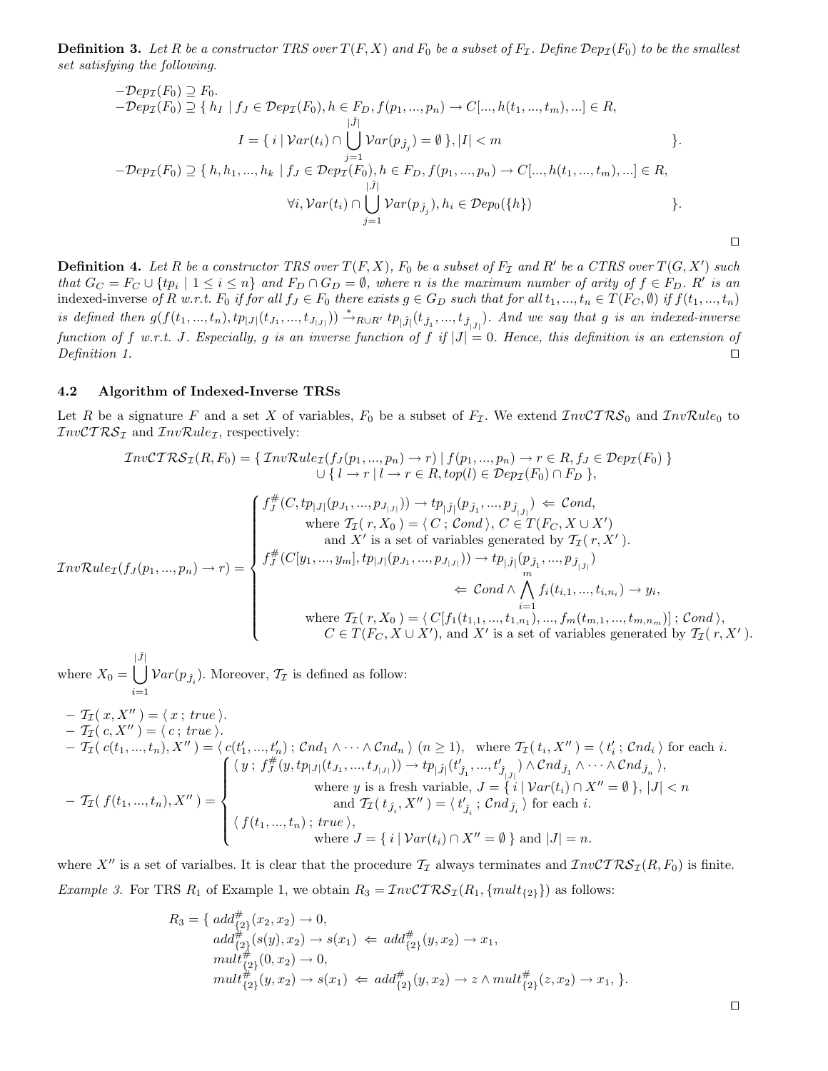**Definition 3.** *Let $R$ be a constructor TRS over $T(F,X)$ and $F_0$ be a subset of $F_{\mathcal{I}}$. Define $\mathcal{D}ep_{\mathcal{I}}(F_0)$ to be the smallest set satisfying the following.*

$$-\mathcal{D}ep_{\mathcal{I}}(F_0) \supseteq F_0.$$

$$-\mathcal{D}ep_{\mathcal{I}}(F_0) \supseteq \{\, h_I \mid f_J \in \mathcal{D}ep_{\mathcal{I}}(F_0), h \in F_D, f(p_1,...,p_n) \to C[...,h(t_1,...,t_m),...] \in R, \; I = \{\, i \mid \mathcal{V}ar(t_i) \cap \bigcup_{j=1}^{|\hat{J}|} \mathcal{V}ar(p_{\hat{J}_j}) = \emptyset \,\}, |I| < m \,\}.$$

$$-\mathcal{D}ep_{\mathcal{I}}(F_0) \supseteq \{\, h, h_1, ..., h_k \mid f_J \in \mathcal{D}ep_{\mathcal{I}}(F_0), h \in F_D, f(p_1,...,p_n) \to C[...,h(t_1,...,t_m),...] \in R, \; \forall i, \mathcal{V}ar(t_i) \cap \bigcup_{j=1}^{|\hat{J}|} \mathcal{V}ar(p_{\hat{J}_j}), h_i \in \mathcal{D}ep_0(\{h\}) \,\}.$$

□

**Definition 4.** *Let $R$ be a constructor TRS over $T(F,X)$, $F_0$ be a subset of $F_{\mathcal{I}}$ and $R'$ be a CTRS over $T(G,X')$ such that $G_C = F_C \cup \{tp_i \mid 1 \le i \le n\}$ and $F_D \cap G_D = \emptyset$, where $n$ is the maximum number of arity of $f \in F_D$. $R'$ is an* indexed-inverse *of $R$ w.r.t. $F_0$ if for all $f_J \in F_0$ there exists $g \in G_D$ such that for all $t_1,...,t_n \in T(F_C,\emptyset)$ if $f(t_1,...,t_n)$ is defined then $g(f(t_1,...,t_n), tp_{|J|}(t_{J_1},...,t_{J_{|J|}})) \xrightarrow{*}_{R \cup R'} tp_{|\hat{J}|}(t_{\hat{J}_1},...,t_{\hat{J}_{|\hat{J}|}})$. And we say that $g$ is an indexed-inverse function of $f$ w.r.t. $J$. Especially, $g$ is an inverse function of $f$ if $|J| = 0$. Hence, this definition is an extension of Definition 1.* □

### 4.2 Algorithm of Indexed-Inverse TRSs

Let $R$ be a signature $F$ and a set $X$ of variables, $F_0$ be a subset of $F_{\mathcal{I}}$. We extend $\mathcal{I}nv\mathcal{CTRS}_0$ and $\mathcal{I}nv\mathcal{R}ule_0$ to $\mathcal{I}nv\mathcal{CTRS}_{\mathcal{I}}$ and $\mathcal{I}nv\mathcal{R}ule_{\mathcal{I}}$, respectively:

$$\mathcal{I}nv\mathcal{CTRS}_{\mathcal{I}}(R, F_0) = \{\, \mathcal{I}nv\mathcal{R}ule_{\mathcal{I}}(f_J(p_1,...,p_n) \to r) \mid f(p_1,...,p_n) \to r \in R, f_J \in \mathcal{D}ep_{\mathcal{I}}(F_0) \,\} \cup \{\, l \to r \mid l \to r \in R, top(l) \in \mathcal{D}ep_{\mathcal{I}}(F_0) \cap F_D \,\},$$

$$\mathcal{I}nv\mathcal{R}ule_{\mathcal{I}}(f_J(p_1,...,p_n) \to r) = \begin{cases} f^{\#}_J(C, tp_{|J|}(p_{J_1},...,p_{J_{|J|}})) \to tp_{|\hat{J}|}(p_{\hat{J}_1},...,p_{\hat{J}_{|\hat{J}|}}) \Leftarrow \mathcal{C}ond, \\ \quad \text{where } \mathcal{T}_{\mathcal{I}}(\, r, X_0 \,) = \langle\, C \,;\, \mathcal{C}ond \,\rangle,\ C \in T(F_C, X \cup X') \\ \quad \text{and } X' \text{ is a set of variables generated by } \mathcal{T}_{\mathcal{I}}(\, r, X' \,). \\ f^{\#}_J(C[y_1,...,y_m], tp_{|J|}(p_{J_1},...,p_{J_{|J|}})) \to tp_{|\hat{J}|}(p_{\hat{J}_1},...,p_{\hat{J}_{|\hat{J}|}}) \\ \quad \Leftarrow \mathcal{C}ond \wedge \bigwedge_{i=1}^{m} f_i(t_{i,1},...,t_{i,n_i}) \to y_i, \\ \quad \text{where } \mathcal{T}_{\mathcal{I}}(\, r, X_0 \,) = \langle\, C[f_1(t_{1,1},...,t_{1,n_1}),...,f_m(t_{m,1},...,t_{m,n_m})] \,;\, \mathcal{C}ond \,\rangle, \\ \quad C \in T(F_C, X \cup X'), \text{ and } X' \text{ is a set of variables generated by } \mathcal{T}_{\mathcal{I}}(\, r, X' \,). \end{cases}$$

where $X_0 = \bigcup_{i=1}^{|\hat{J}|} \mathcal{V}ar(p_{\hat{J}_i})$. Moreover, $\mathcal{T}_{\mathcal{I}}$ is defined as follow:

- $\mathcal{T}_{\mathcal{I}}(\, x, X'' \,) = \langle\, x \,;\, true \,\rangle$.
- $\mathcal{T}_{\mathcal{I}}(\, c, X'' \,) = \langle\, c \,;\, true \,\rangle$.
- $\mathcal{T}_{\mathcal{I}}(\, c(t_1,...,t_n), X'' \,) = \langle\, c(t'_1,...,t'_n) \,;\, \mathcal{C}nd_1 \wedge \cdots \wedge \mathcal{C}nd_n \,\rangle$ $(n \ge 1)$, where $\mathcal{T}_{\mathcal{I}}(\, t_i, X'' \,) = \langle\, t'_i \,;\, \mathcal{C}nd_i \,\rangle$ for each $i$.
- $$\mathcal{T}_{\mathcal{I}}(\, f(t_1,...,t_n), X'' \,) = \begin{cases} \langle\, y \,;\, f^{\#}_J(y, tp_{|J|}(t_{J_1},...,t_{J_{|J|}})) \to tp_{|\hat{J}|}(t'_{\hat{J}_1},...,t'_{\hat{J}_{|J|}}) \wedge \mathcal{C}nd_{\hat{J}_1} \wedge \cdots \wedge \mathcal{C}nd_{\hat{J}_n} \,\rangle, \\ \quad \text{where } y \text{ is a fresh variable, } J = \{\, i \mid \mathcal{V}ar(t_i) \cap X'' = \emptyset \,\},\ |J| < n \\ \quad \text{and } \mathcal{T}_{\mathcal{I}}(\, t_{\hat{J}_i}, X'' \,) = \langle\, t'_{\hat{J}_i} \,;\, \mathcal{C}nd_{\hat{J}_i} \,\rangle \text{ for each } i. \\ \langle\, f(t_1,...,t_n) \,;\, true \,\rangle, \\ \quad \text{where } J = \{\, i \mid \mathcal{V}ar(t_i) \cap X'' = \emptyset \,\} \text{ and } |J| = n. \end{cases}$$

where $X''$ is a set of varialbes. It is clear that the procedure $\mathcal{T}_{\mathcal{I}}$ always terminates and $\mathcal{I}nv\mathcal{CTRS}_{\mathcal{I}}(R, F_0)$ is finite.

*Example 3.* For TRS $R_1$ of Example 1, we obtain $R_3 = \mathcal{I}nv\mathcal{CTRS}_{\mathcal{I}}(R_1, \{mult_{\{2\}}\})$ as follows:

$$R_3 = \{\; add^{\#}_{\{2\}}(x_2, x_2) \to 0,$$
$$add^{\#}_{\{2\}}(s(y), x_2) \to s(x_1) \Leftarrow add^{\#}_{\{2\}}(y, x_2) \to x_1,$$
$$mult^{\#}_{\{2\}}(0, x_2) \to 0,$$
$$mult^{\#}_{\{2\}}(y, x_2) \to s(x_1) \Leftarrow add^{\#}_{\{2\}}(y, x_2) \to z \wedge mult^{\#}_{\{2\}}(z, x_2) \to x_1, \;\}.$$

□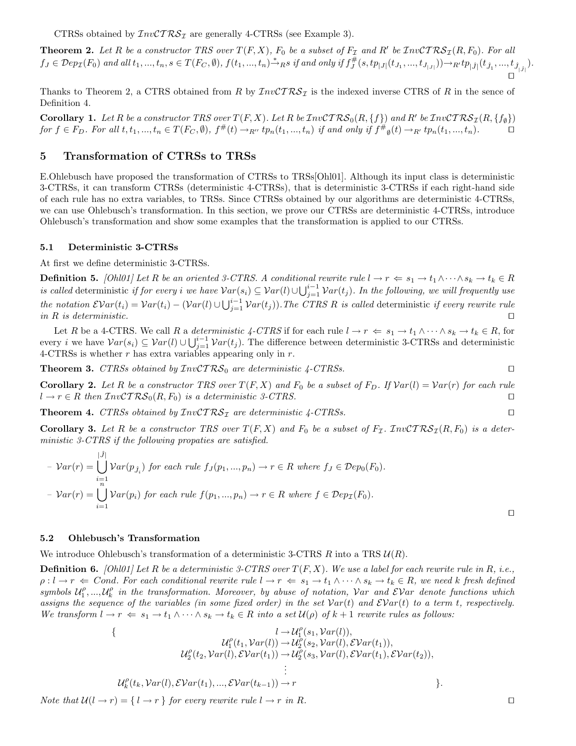CTRSs obtained by $\mathcal{I}nv\mathcal{CTRS}_{\mathcal{I}}$ are generally 4-CTRSs (see Example 3).

**Theorem 2.** *Let $R$ be a constructor TRS over $T(F,X)$, $F_0$ be a subset of $F_{\mathcal{I}}$ and $R'$ be $\mathcal{I}nv\mathcal{CTRS}_{\mathcal{I}}(R,F_0)$. For all $f_J \in \mathcal{D}ep_{\mathcal{I}}(F_0)$ and all $t_1,...,t_n, s \in T(F_C,\emptyset)$, $f(t_1,...,t_n) \xrightarrow{*}_R s$ if and only if $f_J^{\#}(s, tp_{|J|}(t_{J_1},...,t_{J_{|J|}})) \to_{R'} tp_{|\hat{J}|}(t_{\hat{J}_1},...,t_{\hat{J}_{|\hat{J}|}})$.* □

Thanks to Theorem 2, a CTRS obtained from $R$ by $\mathcal{I}nv\mathcal{CTRS}_{\mathcal{I}}$ is the indexed inverse CTRS of $R$ in the sence of Definition 4.

**Corollary 1.** *Let $R$ be a constructor TRS over $T(F,X)$. Let $R$ be $\mathcal{I}nv\mathcal{CTRS}_0(R,\{f\})$ and $R'$ be $\mathcal{I}nv\mathcal{CTRS}_{\mathcal{I}}(R,\{f_\emptyset\})$ for $f \in F_D$. For all $t, t_1,...,t_n \in T(F_C,\emptyset)$, $f^{\#}(t) \to_{R''} tp_n(t_1,...,t_n)$ if and only if $f^{\#}{}_{\emptyset}(t) \to_{R'} tp_n(t_1,...,t_n)$.* □

## 5 Transformation of CTRSs to TRSs

E.Ohlebusch have proposed the transformation of CTRSs to TRSs[Ohl01]. Although its input class is deterministic 3-CTRSs, it can transform CTRSs (deterministic 4-CTRSs), that is deterministic 3-CTRSs if each right-hand side of each rule has no extra variables, to TRSs. Since CTRSs obtained by our algorithms are deterministic 4-CTRSs, we can use Ohlebusch's transformation. In this section, we prove our CTRSs are deterministic 4-CTRSs, introduce Ohlebusch's transformation and show some examples that the transformation is applied to our CTRSs.

### 5.1 Deterministic 3-CTRSs

At first we define deterministic 3-CTRSs.

**Definition 5.** *[Ohl01] Let $R$ be an oriented 3-CTRS. A conditional rewrite rule $l \to r \Leftarrow s_1 \to t_1 \wedge \cdots \wedge s_k \to t_k \in R$ is called* deterministic *if for every $i$ we have $\mathcal{V}ar(s_i) \subseteq \mathcal{V}ar(l) \cup \bigcup_{j=1}^{i-1} \mathcal{V}ar(t_j)$. In the following, we will frequently use the notation $\mathcal{EV}ar(t_i) = \mathcal{V}ar(t_i) - (\mathcal{V}ar(l) \cup \bigcup_{j=1}^{i-1} \mathcal{V}ar(t_j))$. The CTRS $R$ is called* deterministic *if every rewrite rule in $R$ is deterministic.* □

Let $R$ be a 4-CTRS. We call $R$ a *deterministic 4-CTRS* if for each rule $l \to r \Leftarrow s_1 \to t_1 \wedge \cdots \wedge s_k \to t_k \in R$, for every $i$ we have $\mathcal{V}ar(s_i) \subseteq \mathcal{V}ar(l) \cup \bigcup_{j=1}^{i-1} \mathcal{V}ar(t_j)$. The difference between deterministic 3-CTRSs and deterministic 4-CTRSs is whether $r$ has extra variables appearing only in $r$.

**Theorem 3.** *CTRSs obtained by $\mathcal{I}nv\mathcal{CTRS}_0$ are deterministic 4-CTRSs.* □

**Corollary 2.** *Let $R$ be a constructor TRS over $T(F,X)$ and $F_0$ be a subset of $F_D$. If $\mathcal{V}ar(l) = \mathcal{V}ar(r)$ for each rule $l \to r \in R$ then $\mathcal{I}nv\mathcal{CTRS}_0(R,F_0)$ is a deterministic 3-CTRS.* □

**Theorem 4.** *CTRSs obtained by $\mathcal{I}nv\mathcal{CTRS}_{\mathcal{I}}$ are deterministic 4-CTRSs.* □

**Corollary 3.** *Let $R$ be a constructor TRS over $T(F,X)$ and $F_0$ be a subset of $F_{\mathcal{I}}$. $\mathcal{I}nv\mathcal{CTRS}_{\mathcal{I}}(R,F_0)$ is a deterministic 3-CTRS if the following propaties are satisfied.*

- $\mathcal{V}ar(r) = \bigcup_{i=1}^{|\hat{J}|} \mathcal{V}ar(p_{\hat{J}_i})$ *for each rule $f_J(p_1,...,p_n) \to r \in R$ where $f_J \in \mathcal{D}ep_0(F_0)$.*
- $\mathcal{V}ar(r) = \bigcup_{i=1}^{n} \mathcal{V}ar(p_i)$ *for each rule $f(p_1,...,p_n) \to r \in R$ where $f \in \mathcal{D}ep_{\mathcal{I}}(F_0)$.*

□

### 5.2 Ohlebusch's Transformation

We introduce Ohlebusch's transformation of a deterministic 3-CTRS $R$ into a TRS $\mathcal{U}(R)$.

**Definition 6.** *[Ohl01] Let $R$ be a deterministic 3-CTRS over $T(F,X)$. We use a label for each rewrite rule in $R$, i.e., $\rho : l \to r \Leftarrow Cond$. For each conditional rewrite rule $l \to r \Leftarrow s_1 \to t_1 \wedge \cdots \wedge s_k \to t_k \in R$, we need $k$ fresh defined symbols $\mathcal{U}_1^\rho,...,\mathcal{U}_k^\rho$ in the transformation. Moreover, by abuse of notation, $\mathcal{V}ar$ and $\mathcal{EV}ar$ denote functions which assigns the sequence of the variables (in some fixed order) in the set $\mathcal{V}ar(t)$ and $\mathcal{EV}ar(t)$ to a term $t$, respectively. We transform $l \to r \Leftarrow s_1 \to t_1 \wedge \cdots \wedge s_k \to t_k \in R$ into a set $\mathcal{U}(\rho)$ of $k+1$ rewrite rules as follows:*

$$\left\{\begin{array}{c} l \to \mathcal{U}_1^\rho(s_1, \mathcal{V}ar(l)), \\ \mathcal{U}_1^\rho(t_1, \mathcal{V}ar(l)) \to \mathcal{U}_2^\rho(s_2, \mathcal{V}ar(l), \mathcal{EV}ar(t_1)), \\ \mathcal{U}_2^\rho(t_2, \mathcal{V}ar(l), \mathcal{EV}ar(t_1)) \to \mathcal{U}_2^\rho(s_3, \mathcal{V}ar(l), \mathcal{EV}ar(t_1), \mathcal{EV}ar(t_2)), \\ \vdots \\ \mathcal{U}_k^\rho(t_k, \mathcal{V}ar(l), \mathcal{EV}ar(t_1),...,\mathcal{EV}ar(t_{k-1})) \to r \end{array}\right\}.$$

*Note that $\mathcal{U}(l \to r) = \{\, l \to r \,\}$ for every rewrite rule $l \to r$ in $R$.* □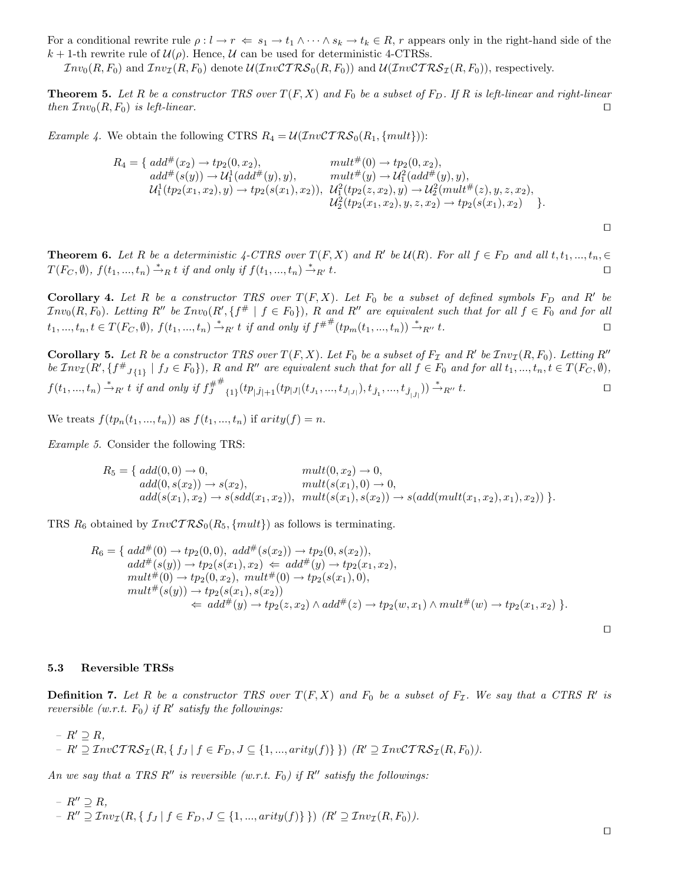For a conditional rewrite rule $\rho : l \to r \Leftarrow s_1 \to t_1 \wedge \cdots \wedge s_k \to t_k \in R$, $r$ appears only in the right-hand side of the $k+1$-th rewrite rule of $\mathcal{U}(\rho)$. Hence, $\mathcal{U}$ can be used for deterministic 4-CTRSs.

$\mathcal{I}nv_0(R, F_0)$ and $\mathcal{I}nv_{\mathcal{I}}(R, F_0)$ denote $\mathcal{U}(\mathcal{I}nv\mathcal{CTRS}_0(R, F_0))$ and $\mathcal{U}(\mathcal{I}nv\mathcal{CTRS}_{\mathcal{I}}(R, F_0))$, respectively.

**Theorem 5.** *Let $R$ be a constructor TRS over $T(F, X)$ and $F_0$ be a subset of $F_D$. If $R$ is left-linear and right-linear then $\mathcal{I}nv_0(R, F_0)$ is left-linear.* □

*Example 4.* We obtain the following CTRS $R_4 = \mathcal{U}(\mathcal{I}nv\mathcal{CTRS}_0(R_1, \{mult\}))$:

$$
\begin{aligned}
R_4 = \{\ & add^\#(x_2) \to tp_2(0, x_2), && mult^\#(0) \to tp_2(0, x_2), \\
& add^\#(s(y)) \to \mathcal{U}_1^1(add^\#(y), y), && mult^\#(y) \to \mathcal{U}_1^2(add^\#(y), y), \\
& \mathcal{U}_1^1(tp_2(x_1, x_2), y) \to tp_2(s(x_1), x_2)), && \mathcal{U}_1^2(tp_2(z, x_2), y) \to \mathcal{U}_2^2(mult^\#(z), y, z, x_2), \\
& && \mathcal{U}_2^2(tp_2(x_1, x_2), y, z, x_2) \to tp_2(s(x_1), x_2) \quad \}.
\end{aligned}
$$

□

**Theorem 6.** *Let $R$ be a deterministic 4-CTRS over $T(F, X)$ and $R'$ be $\mathcal{U}(R)$. For all $f \in F_D$ and all $t, t_1, ..., t_n, \in T(F_C, \emptyset)$, $f(t_1, ..., t_n) \xrightarrow{*}_R t$ if and only if $f(t_1, ..., t_n) \xrightarrow{*}_{R'} t$.* □

**Corollary 4.** *Let $R$ be a constructor TRS over $T(F, X)$. Let $F_0$ be a subset of defined symbols $F_D$ and $R'$ be $\mathcal{I}nv_0(R, F_0)$. Letting $R''$ be $\mathcal{I}nv_0(R', \{f^\# \mid f \in F_0\})$, $R$ and $R''$ are equivalent such that for all $f \in F_0$ and for all $t_1, ..., t_n, t \in T(F_C, \emptyset)$, $f(t_1, ..., t_n) \xrightarrow{*}_{R'} t$ if and only if $f^{\#^\#}(tp_m(t_1, ..., t_n)) \xrightarrow{*}_{R''} t$.* □

**Corollary 5.** *Let $R$ be a constructor TRS over $T(F, X)$. Let $F_0$ be a subset of $F_{\mathcal{I}}$ and $R'$ be $\mathcal{I}nv_{\mathcal{I}}(R, F_0)$. Letting $R''$ be $\mathcal{I}nv_{\mathcal{I}}(R', \{f^\#{}_{J\{1\}} \mid f_J \in F_0\})$, $R$ and $R''$ are equivalent such that for all $f \in F_0$ and for all $t_1, ..., t_n, t \in T(F_C, \emptyset)$, $f(t_1, ..., t_n) \xrightarrow{*}_{R'} t$ if and only if $f_J^{\#^\#}{}_{\{1\}}(tp_{|\hat{J}|+1}(tp_{|J|}(t_{J_1}, ..., t_{J_{|J|}}), t_{\hat{J}_1}, ..., t_{\hat{J}_{|J|}})) \xrightarrow{*}_{R''} t$.* □

We treats $f(tp_n(t_1, ..., t_n))$ as $f(t_1, ..., t_n)$ if $arity(f) = n$.

*Example 5.* Consider the following TRS:

$$
\begin{aligned}
R_5 = \{\ & add(0, 0) \to 0, && mult(0, x_2) \to 0, \\
& add(0, s(x_2)) \to s(x_2), && mult(s(x_1), 0) \to 0, \\
& add(s(x_1), x_2) \to s(sdd(x_1, x_2)), && mult(s(x_1), s(x_2)) \to s(add(mult(x_1, x_2), x_1), x_2))\ \}.
\end{aligned}
$$

TRS $R_6$ obtained by $\mathcal{I}nv\mathcal{CTRS}_0(R_5, \{mult\})$ as follows is terminating.

$$
\begin{aligned}
R_6 = \{\ & add^\#(0) \to tp_2(0, 0),\ add^\#(s(x_2)) \to tp_2(0, s(x_2)), \\
& add^\#(s(y)) \to tp_2(s(x_1), x_2) \Leftarrow add^\#(y) \to tp_2(x_1, x_2), \\
& mult^\#(0) \to tp_2(0, x_2),\ mult^\#(0) \to tp_2(s(x_1), 0), \\
& mult^\#(s(y)) \to tp_2(s(x_1), s(x_2)) \\
& \qquad\qquad \Leftarrow add^\#(y) \to tp_2(z, x_2) \wedge add^\#(z) \to tp_2(w, x_1) \wedge mult^\#(w) \to tp_2(x_1, x_2)\ \}.
\end{aligned}
$$

□

### 5.3 Reversible TRSs

**Definition 7.** *Let $R$ be a constructor TRS over $T(F, X)$ and $F_0$ be a subset of $F_{\mathcal{I}}$. We say that a CTRS $R'$ is reversible (w.r.t. $F_0$) if $R'$ satisfy the followings:*

- *$R' \supseteq R$,*
- *$R' \supseteq \mathcal{I}nv\mathcal{CTRS}_{\mathcal{I}}(R, \{ f_J \mid f \in F_D, J \subseteq \{1, ..., arity(f)\} \})$ ($R' \supseteq \mathcal{I}nv\mathcal{CTRS}_{\mathcal{I}}(R, F_0)$).*

*An we say that a TRS $R''$ is reversible (w.r.t. $F_0$) if $R''$ satisfy the followings:*

- *$R'' \supseteq R$,*
- *$R'' \supseteq \mathcal{I}nv_{\mathcal{I}}(R, \{ f_J \mid f \in F_D, J \subseteq \{1, ..., arity(f)\} \})$ ($R' \supseteq \mathcal{I}nv_{\mathcal{I}}(R, F_0)$).*

□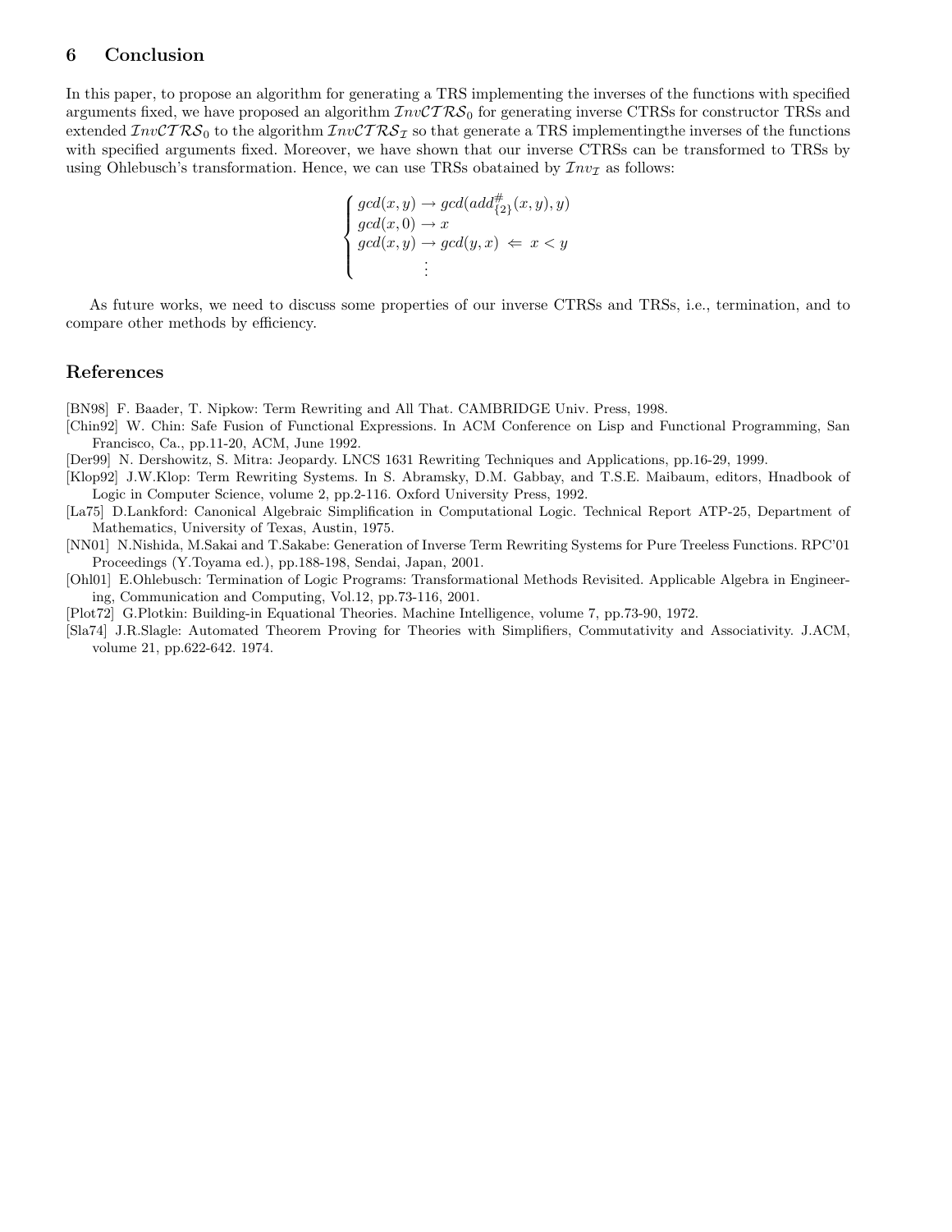## 6 Conclusion

In this paper, to propose an algorithm for generating a TRS implementing the inverses of the functions with specified arguments fixed, we have proposed an algorithm $\mathcal{I}nv\mathcal{CTRS}_0$ for generating inverse CTRSs for constructor TRSs and extended $\mathcal{I}nv\mathcal{CTRS}_0$ to the algorithm $\mathcal{I}nv\mathcal{CTRS}_\mathcal{I}$ so that generate a TRS implementingthe inverses of the functions with specified arguments fixed. Moreover, we have shown that our inverse CTRSs can be transformed to TRSs by using Ohlebusch's transformation. Hence, we can use TRSs obatained by $\mathcal{I}nv_\mathcal{I}$ as follows:

$$
\begin{cases}
gcd(x,y) \to gcd(add^{\#}_{\{2\}}(x,y),y) \\
gcd(x,0) \to x \\
gcd(x,y) \to gcd(y,x) \;\Leftarrow\; x < y \\
\qquad\qquad \vdots
\end{cases}
$$

As future works, we need to discuss some properties of our inverse CTRSs and TRSs, i.e., termination, and to compare other methods by efficiency.

## References

[BN98] F. Baader, T. Nipkow: Term Rewriting and All That. CAMBRIDGE Univ. Press, 1998.

[Chin92] W. Chin: Safe Fusion of Functional Expressions. In ACM Conference on Lisp and Functional Programming, San Francisco, Ca., pp.11-20, ACM, June 1992.

[Der99] N. Dershowitz, S. Mitra: Jeopardy. LNCS 1631 Rewriting Techniques and Applications, pp.16-29, 1999.

[Klop92] J.W.Klop: Term Rewriting Systems. In S. Abramsky, D.M. Gabbay, and T.S.E. Maibaum, editors, Hnadbook of Logic in Computer Science, volume 2, pp.2-116. Oxford University Press, 1992.

[La75] D.Lankford: Canonical Algebraic Simplification in Computational Logic. Technical Report ATP-25, Department of Mathematics, University of Texas, Austin, 1975.

[NN01] N.Nishida, M.Sakai and T.Sakabe: Generation of Inverse Term Rewriting Systems for Pure Treeless Functions. RPC'01 Proceedings (Y.Toyama ed.), pp.188-198, Sendai, Japan, 2001.

[Ohl01] E.Ohlebusch: Termination of Logic Programs: Transformational Methods Revisited. Applicable Algebra in Engineering, Communication and Computing, Vol.12, pp.73-116, 2001.

[Plot72] G.Plotkin: Building-in Equational Theories. Machine Intelligence, volume 7, pp.73-90, 1972.

[Sla74] J.R.Slagle: Automated Theorem Proving for Theories with Simplifiers, Commutativity and Associativity. J.ACM, volume 21, pp.622-642. 1974.